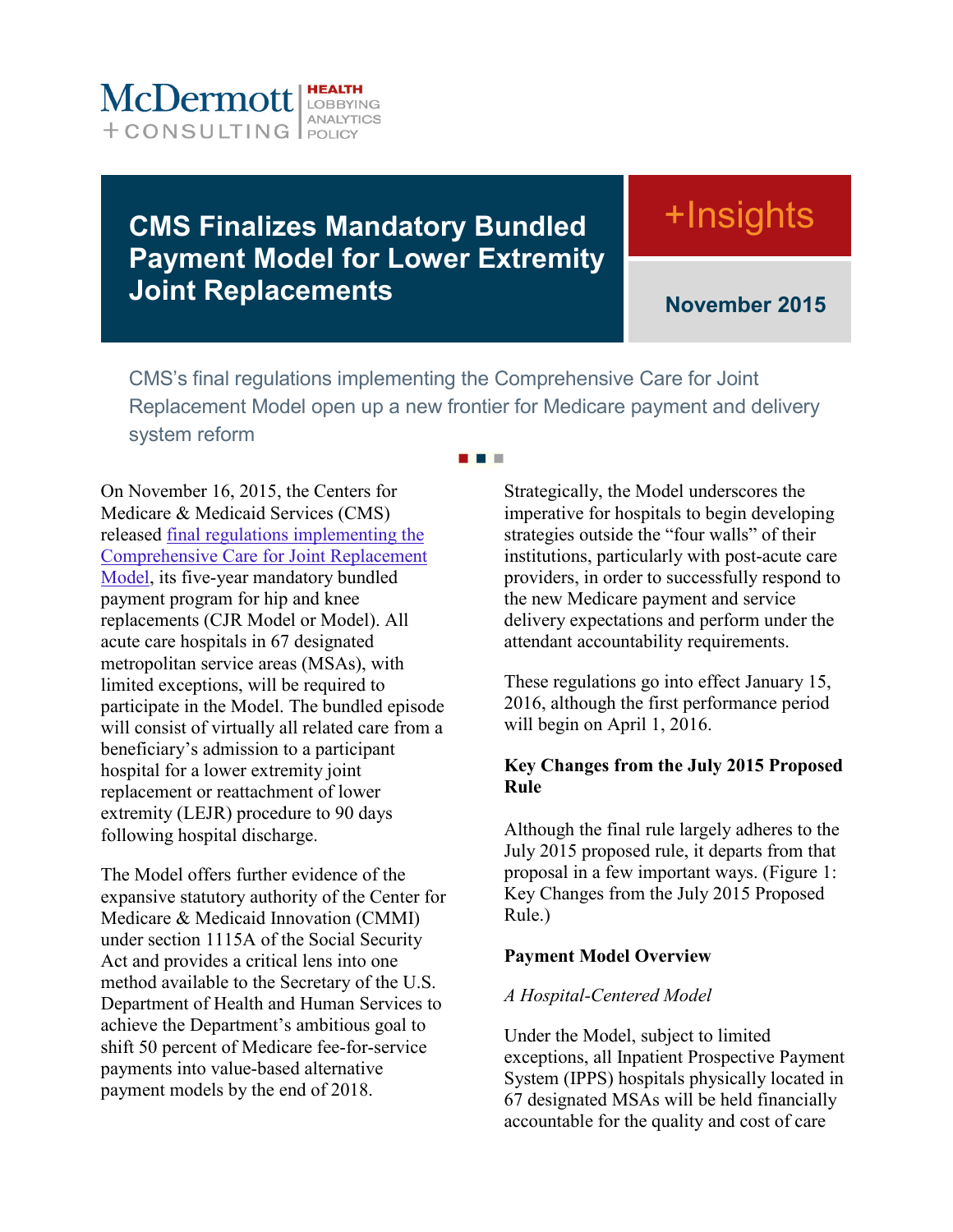McDermott + CONSULTING | HEALTH LOBBYING ANALYTICS POLICY

# CMS Finalizes Mandatory Bundled Payment Model for Lower Extremity Joint Replacements

+Insights

November 2015

CMS's final regulations implementing the Comprehensive Care for Joint Replacement Model open up a new frontier for Medicare payment and delivery system reform

On November 16, 2015, the Centers for Medicare & Medicaid Services (CMS) released final regulations implementing the Comprehensive Care for Joint Replacement Model, its five-year mandatory bundled payment program for hip and knee replacements (CJR Model or Model). All acute care hospitals in 67 designated metropolitan service areas (MSAs), with limited exceptions, will be required to participate in the Model. The bundled episode will consist of virtually all related care from a beneficiary's admission to a participant hospital for a lower extremity joint replacement or reattachment of lower extremity (LEJR) procedure to 90 days following hospital discharge.

The Model offers further evidence of the expansive statutory authority of the Center for Medicare & Medicaid Innovation (CMMI) under section 1115A of the Social Security Act and provides a critical lens into one method available to the Secretary of the U.S. Department of Health and Human Services to achieve the Department's ambitious goal to shift 50 percent of Medicare fee-for-service payments into value-based alternative payment models by the end of 2018.

Strategically, the Model underscores the imperative for hospitals to begin developing strategies outside the "four walls" of their institutions, particularly with post-acute care providers, in order to successfully respond to the new Medicare payment and service delivery expectations and perform under the attendant accountability requirements.

These regulations go into effect January 15, 2016, although the first performance period will begin on April 1, 2016.

**Key Changes from the July 2015 Proposed Rule**

Although the final rule largely adheres to the July 2015 proposed rule, it departs from that proposal in a few important ways. (Figure 1: Key Changes from the July 2015 Proposed Rule.)

**Payment Model Overview**

*A Hospital-Centered Model*

Under the Model, subject to limited exceptions, all Inpatient Prospective Payment System (IPPS) hospitals physically located in 67 designated MSAs will be held financially accountable for the quality and cost of care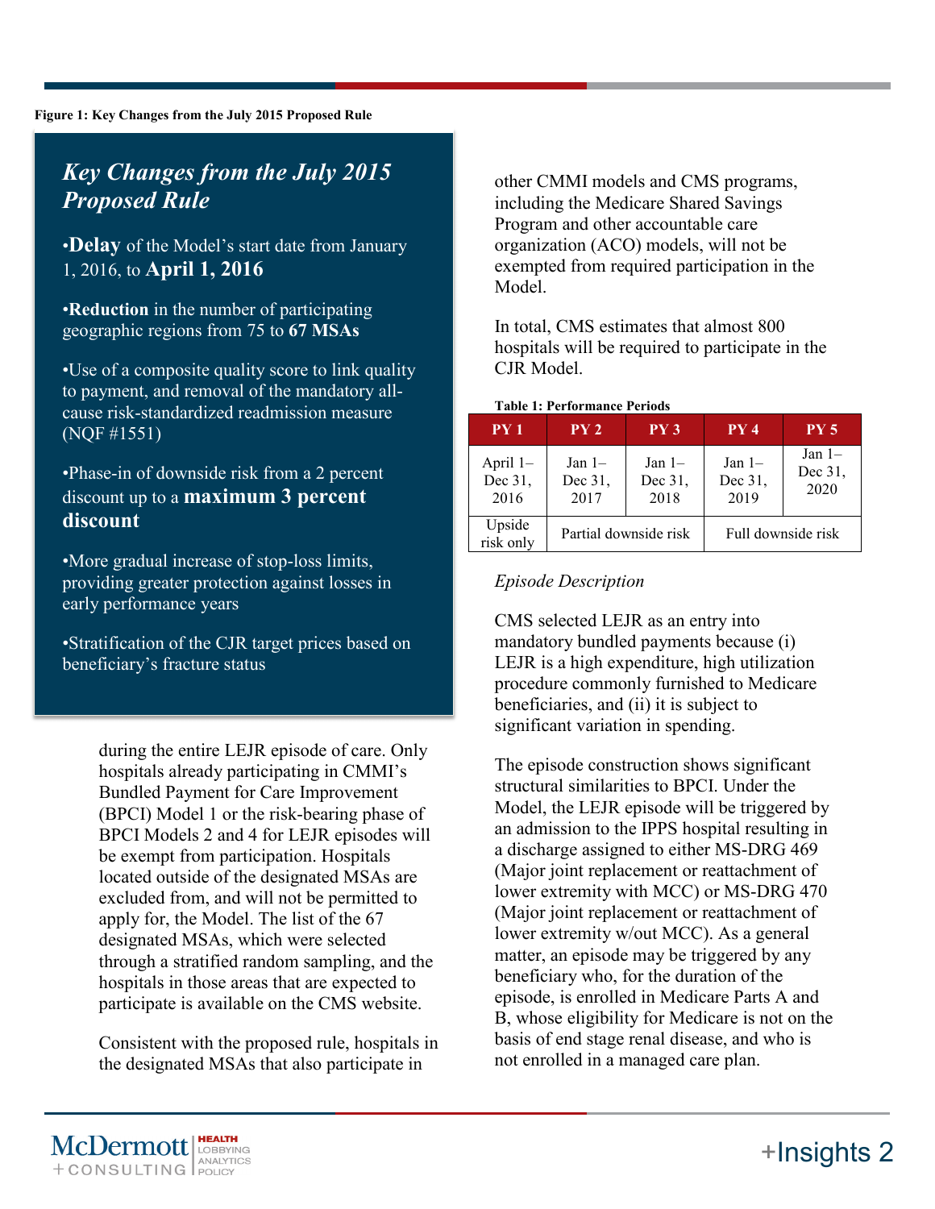**Figure 1: Key Changes from the July 2015 Proposed Rule**

> ## *Key Changes from the July 2015 Proposed Rule*
>
> •**Delay** of the Model's start date from January 1, 2016, to **April 1, 2016**
>
> •**Reduction** in the number of participating geographic regions from 75 to **67 MSAs**
>
> •Use of a composite quality score to link quality to payment, and removal of the mandatory all-cause risk-standardized readmission measure (NQF #1551)
>
> •Phase-in of downside risk from a 2 percent discount up to a **maximum 3 percent discount**
>
> •More gradual increase of stop-loss limits, providing greater protection against losses in early performance years
>
> •Stratification of the CJR target prices based on beneficiary's fracture status

during the entire LEJR episode of care. Only hospitals already participating in CMMI's Bundled Payment for Care Improvement (BPCI) Model 1 or the risk-bearing phase of BPCI Models 2 and 4 for LEJR episodes will be exempt from participation. Hospitals located outside of the designated MSAs are excluded from, and will not be permitted to apply for, the Model. The list of the 67 designated MSAs, which were selected through a stratified random sampling, and the hospitals in those areas that are expected to participate is available on the CMS website.

Consistent with the proposed rule, hospitals in the designated MSAs that also participate in other CMMI models and CMS programs, including the Medicare Shared Savings Program and other accountable care organization (ACO) models, will not be exempted from required participation in the Model.

In total, CMS estimates that almost 800 hospitals will be required to participate in the CJR Model.

**Table 1: Performance Periods**

| PY 1 | PY 2 | PY 3 | PY 4 | PY 5 |
|---|---|---|---|---|
| April 1–Dec 31, 2016 | Jan 1–Dec 31, 2017 | Jan 1–Dec 31, 2018 | Jan 1–Dec 31, 2019 | Jan 1–Dec 31, 2020 |
| Upside risk only | Partial downside risk | | Full downside risk | |

*Episode Description*

CMS selected LEJR as an entry into mandatory bundled payments because (i) LEJR is a high expenditure, high utilization procedure commonly furnished to Medicare beneficiaries, and (ii) it is subject to significant variation in spending.

The episode construction shows significant structural similarities to BPCI. Under the Model, the LEJR episode will be triggered by an admission to the IPPS hospital resulting in a discharge assigned to either MS-DRG 469 (Major joint replacement or reattachment of lower extremity with MCC) or MS-DRG 470 (Major joint replacement or reattachment of lower extremity w/out MCC). As a general matter, an episode may be triggered by any beneficiary who, for the duration of the episode, is enrolled in Medicare Parts A and B, whose eligibility for Medicare is not on the basis of end stage renal disease, and who is not enrolled in a managed care plan.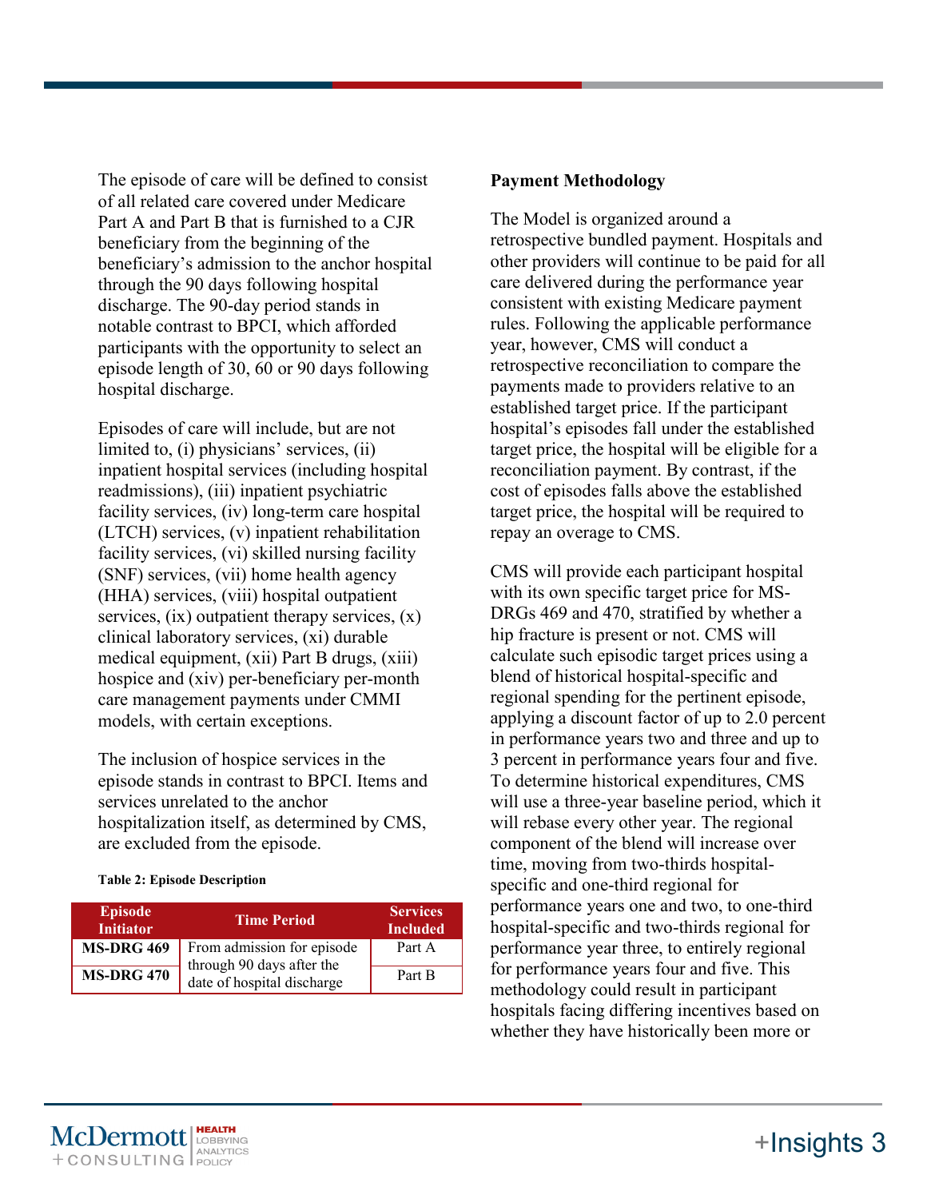The episode of care will be defined to consist of all related care covered under Medicare Part A and Part B that is furnished to a CJR beneficiary from the beginning of the beneficiary's admission to the anchor hospital through the 90 days following hospital discharge. The 90-day period stands in notable contrast to BPCI, which afforded participants with the opportunity to select an episode length of 30, 60 or 90 days following hospital discharge.

Episodes of care will include, but are not limited to, (i) physicians' services, (ii) inpatient hospital services (including hospital readmissions), (iii) inpatient psychiatric facility services, (iv) long-term care hospital (LTCH) services, (v) inpatient rehabilitation facility services, (vi) skilled nursing facility (SNF) services, (vii) home health agency (HHA) services, (viii) hospital outpatient services, (ix) outpatient therapy services, (x) clinical laboratory services, (xi) durable medical equipment, (xii) Part B drugs, (xiii) hospice and (xiv) per-beneficiary per-month care management payments under CMMI models, with certain exceptions.

The inclusion of hospice services in the episode stands in contrast to BPCI. Items and services unrelated to the anchor hospitalization itself, as determined by CMS, are excluded from the episode.

**Table 2: Episode Description**

| Episode Initiator | Time Period | Services Included |
|---|---|---|
| **MS-DRG 469** | From admission for episode through 90 days after the date of hospital discharge | Part A |
| **MS-DRG 470** | | Part B |

**Payment Methodology**

The Model is organized around a retrospective bundled payment. Hospitals and other providers will continue to be paid for all care delivered during the performance year consistent with existing Medicare payment rules. Following the applicable performance year, however, CMS will conduct a retrospective reconciliation to compare the payments made to providers relative to an established target price. If the participant hospital's episodes fall under the established target price, the hospital will be eligible for a reconciliation payment. By contrast, if the cost of episodes falls above the established target price, the hospital will be required to repay an overage to CMS.

CMS will provide each participant hospital with its own specific target price for MS-DRGs 469 and 470, stratified by whether a hip fracture is present or not. CMS will calculate such episodic target prices using a blend of historical hospital-specific and regional spending for the pertinent episode, applying a discount factor of up to 2.0 percent in performance years two and three and up to 3 percent in performance years four and five. To determine historical expenditures, CMS will use a three-year baseline period, which it will rebase every other year. The regional component of the blend will increase over time, moving from two-thirds hospital-specific and one-third regional for performance years one and two, to one-third hospital-specific and two-thirds regional for performance year three, to entirely regional for performance years four and five. This methodology could result in participant hospitals facing differing incentives based on whether they have historically been more or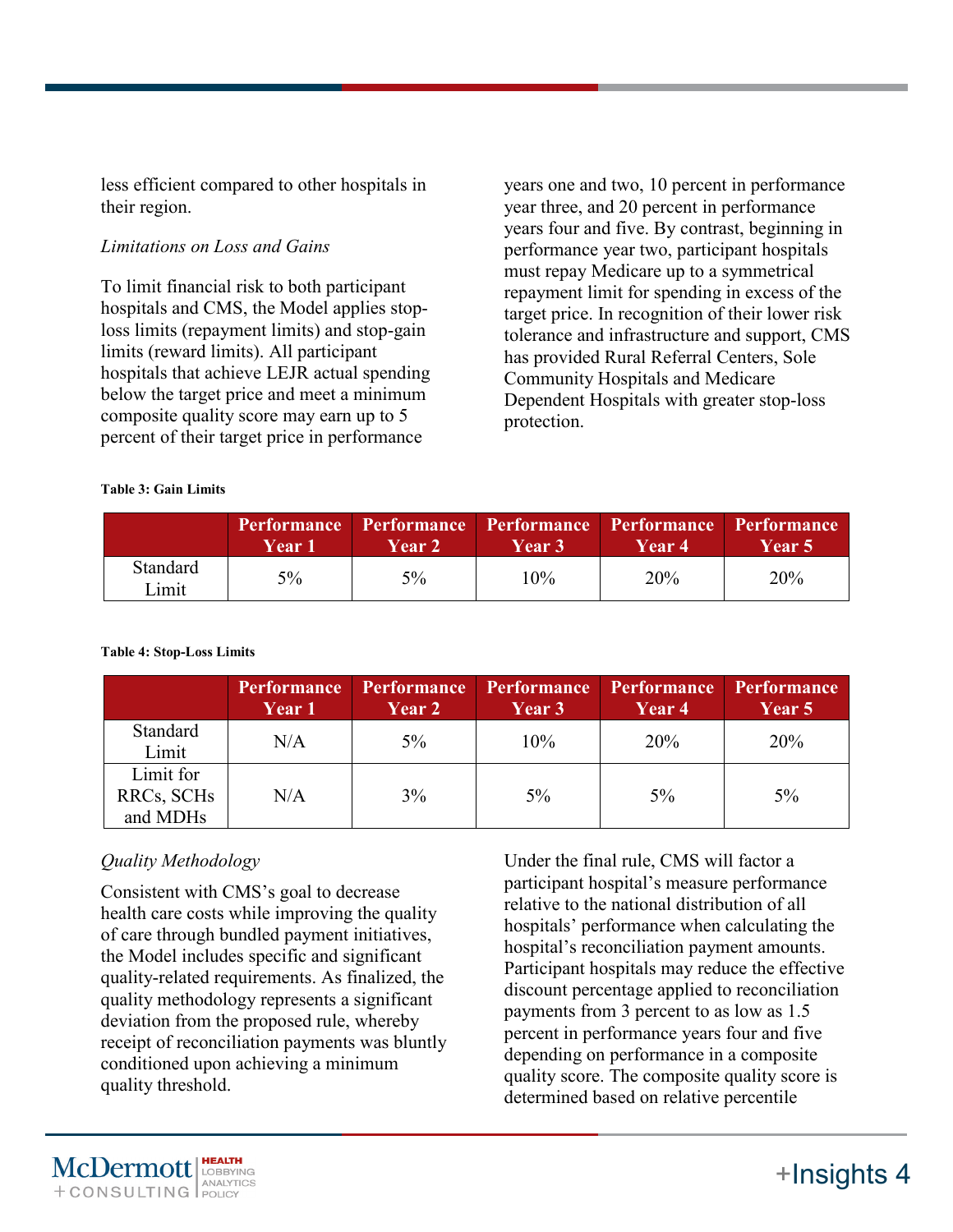less efficient compared to other hospitals in their region.

*Limitations on Loss and Gains*

To limit financial risk to both participant hospitals and CMS, the Model applies stop-loss limits (repayment limits) and stop-gain limits (reward limits). All participant hospitals that achieve LEJR actual spending below the target price and meet a minimum composite quality score may earn up to 5 percent of their target price in performance years one and two, 10 percent in performance year three, and 20 percent in performance years four and five. By contrast, beginning in performance year two, participant hospitals must repay Medicare up to a symmetrical repayment limit for spending in excess of the target price. In recognition of their lower risk tolerance and infrastructure and support, CMS has provided Rural Referral Centers, Sole Community Hospitals and Medicare Dependent Hospitals with greater stop-loss protection.

**Table 3: Gain Limits**

| | Performance Year 1 | Performance Year 2 | Performance Year 3 | Performance Year 4 | Performance Year 5 |
|---|---|---|---|---|---|
| Standard Limit | 5% | 5% | 10% | 20% | 20% |

**Table 4: Stop-Loss Limits**

| | Performance Year 1 | Performance Year 2 | Performance Year 3 | Performance Year 4 | Performance Year 5 |
|---|---|---|---|---|---|
| Standard Limit | N/A | 5% | 10% | 20% | 20% |
| Limit for RRCs, SCHs and MDHs | N/A | 3% | 5% | 5% | 5% |

*Quality Methodology*

Consistent with CMS's goal to decrease health care costs while improving the quality of care through bundled payment initiatives, the Model includes specific and significant quality-related requirements. As finalized, the quality methodology represents a significant deviation from the proposed rule, whereby receipt of reconciliation payments was bluntly conditioned upon achieving a minimum quality threshold.

Under the final rule, CMS will factor a participant hospital's measure performance relative to the national distribution of all hospitals' performance when calculating the hospital's reconciliation payment amounts. Participant hospitals may reduce the effective discount percentage applied to reconciliation payments from 3 percent to as low as 1.5 percent in performance years four and five depending on performance in a composite quality score. The composite quality score is determined based on relative percentile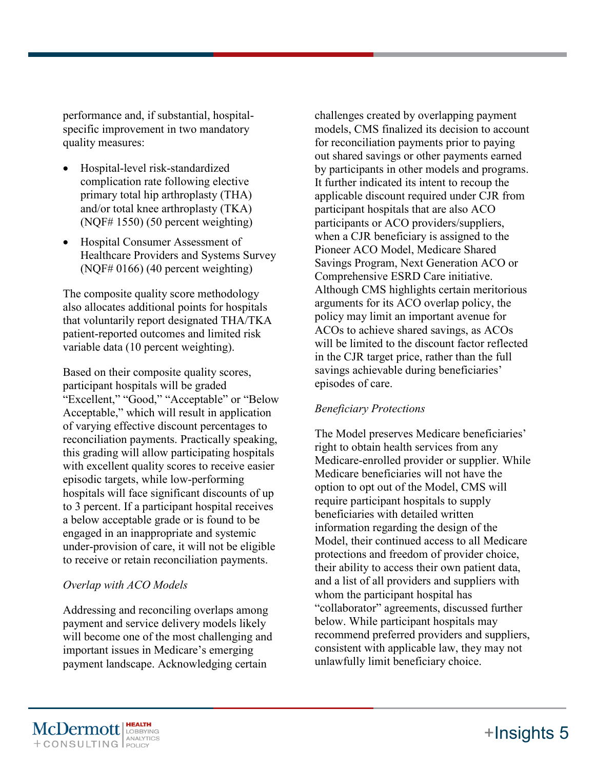performance and, if substantial, hospital-specific improvement in two mandatory quality measures:

- Hospital-level risk-standardized complication rate following elective primary total hip arthroplasty (THA) and/or total knee arthroplasty (TKA) (NQF# 1550) (50 percent weighting)
- Hospital Consumer Assessment of Healthcare Providers and Systems Survey (NQF# 0166) (40 percent weighting)

The composite quality score methodology also allocates additional points for hospitals that voluntarily report designated THA/TKA patient-reported outcomes and limited risk variable data (10 percent weighting).

Based on their composite quality scores, participant hospitals will be graded "Excellent," "Good," "Acceptable" or "Below Acceptable," which will result in application of varying effective discount percentages to reconciliation payments. Practically speaking, this grading will allow participating hospitals with excellent quality scores to receive easier episodic targets, while low-performing hospitals will face significant discounts of up to 3 percent. If a participant hospital receives a below acceptable grade or is found to be engaged in an inappropriate and systemic under-provision of care, it will not be eligible to receive or retain reconciliation payments.

*Overlap with ACO Models*

Addressing and reconciling overlaps among payment and service delivery models likely will become one of the most challenging and important issues in Medicare's emerging payment landscape. Acknowledging certain challenges created by overlapping payment models, CMS finalized its decision to account for reconciliation payments prior to paying out shared savings or other payments earned by participants in other models and programs. It further indicated its intent to recoup the applicable discount required under CJR from participant hospitals that are also ACO participants or ACO providers/suppliers, when a CJR beneficiary is assigned to the Pioneer ACO Model, Medicare Shared Savings Program, Next Generation ACO or Comprehensive ESRD Care initiative. Although CMS highlights certain meritorious arguments for its ACO overlap policy, the policy may limit an important avenue for ACOs to achieve shared savings, as ACOs will be limited to the discount factor reflected in the CJR target price, rather than the full savings achievable during beneficiaries' episodes of care.

*Beneficiary Protections*

The Model preserves Medicare beneficiaries' right to obtain health services from any Medicare-enrolled provider or supplier. While Medicare beneficiaries will not have the option to opt out of the Model, CMS will require participant hospitals to supply beneficiaries with detailed written information regarding the design of the Model, their continued access to all Medicare protections and freedom of provider choice, their ability to access their own patient data, and a list of all providers and suppliers with whom the participant hospital has "collaborator" agreements, discussed further below. While participant hospitals may recommend preferred providers and suppliers, consistent with applicable law, they may not unlawfully limit beneficiary choice.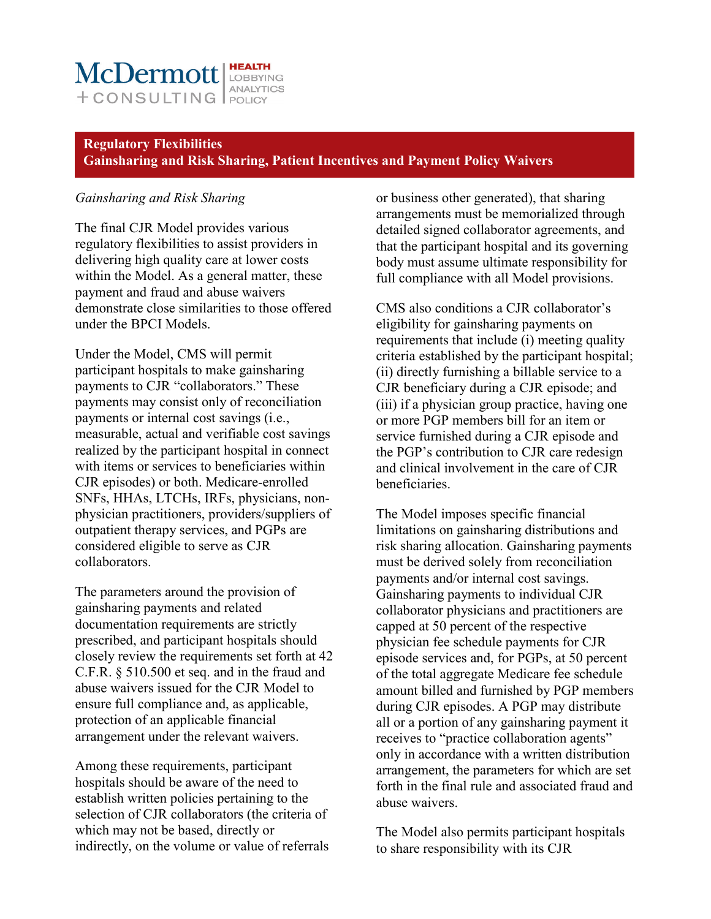## Regulatory Flexibilities
## Gainsharing and Risk Sharing, Patient Incentives and Payment Policy Waivers

*Gainsharing and Risk Sharing*

The final CJR Model provides various regulatory flexibilities to assist providers in delivering high quality care at lower costs within the Model. As a general matter, these payment and fraud and abuse waivers demonstrate close similarities to those offered under the BPCI Models.

Under the Model, CMS will permit participant hospitals to make gainsharing payments to CJR "collaborators." These payments may consist only of reconciliation payments or internal cost savings (i.e., measurable, actual and verifiable cost savings realized by the participant hospital in connect with items or services to beneficiaries within CJR episodes) or both. Medicare-enrolled SNFs, HHAs, LTCHs, IRFs, physicians, non-physician practitioners, providers/suppliers of outpatient therapy services, and PGPs are considered eligible to serve as CJR collaborators.

The parameters around the provision of gainsharing payments and related documentation requirements are strictly prescribed, and participant hospitals should closely review the requirements set forth at 42 C.F.R. § 510.500 et seq. and in the fraud and abuse waivers issued for the CJR Model to ensure full compliance and, as applicable, protection of an applicable financial arrangement under the relevant waivers.

Among these requirements, participant hospitals should be aware of the need to establish written policies pertaining to the selection of CJR collaborators (the criteria of which may not be based, directly or indirectly, on the volume or value of referrals or business other generated), that sharing arrangements must be memorialized through detailed signed collaborator agreements, and that the participant hospital and its governing body must assume ultimate responsibility for full compliance with all Model provisions.

CMS also conditions a CJR collaborator's eligibility for gainsharing payments on requirements that include (i) meeting quality criteria established by the participant hospital; (ii) directly furnishing a billable service to a CJR beneficiary during a CJR episode; and (iii) if a physician group practice, having one or more PGP members bill for an item or service furnished during a CJR episode and the PGP's contribution to CJR care redesign and clinical involvement in the care of CJR beneficiaries.

The Model imposes specific financial limitations on gainsharing distributions and risk sharing allocation. Gainsharing payments must be derived solely from reconciliation payments and/or internal cost savings. Gainsharing payments to individual CJR collaborator physicians and practitioners are capped at 50 percent of the respective physician fee schedule payments for CJR episode services and, for PGPs, at 50 percent of the total aggregate Medicare fee schedule amount billed and furnished by PGP members during CJR episodes. A PGP may distribute all or a portion of any gainsharing payment it receives to "practice collaboration agents" only in accordance with a written distribution arrangement, the parameters for which are set forth in the final rule and associated fraud and abuse waivers.

The Model also permits participant hospitals to share responsibility with its CJR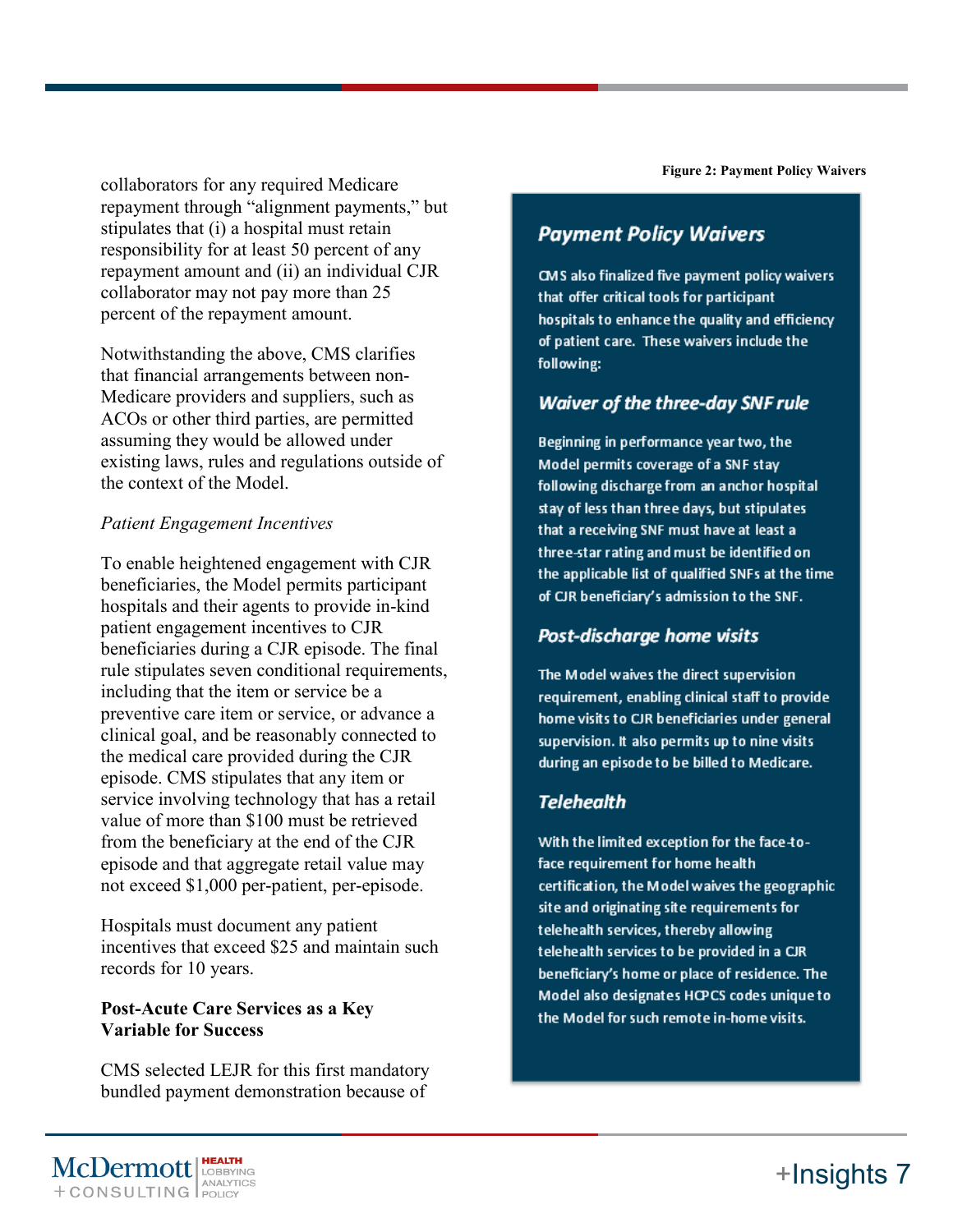collaborators for any required Medicare repayment through “alignment payments,” but stipulates that (i) a hospital must retain responsibility for at least 50 percent of any repayment amount and (ii) an individual CJR collaborator may not pay more than 25 percent of the repayment amount.

Notwithstanding the above, CMS clarifies that financial arrangements between non-Medicare providers and suppliers, such as ACOs or other third parties, are permitted assuming they would be allowed under existing laws, rules and regulations outside of the context of the Model.

*Patient Engagement Incentives*

To enable heightened engagement with CJR beneficiaries, the Model permits participant hospitals and their agents to provide in-kind patient engagement incentives to CJR beneficiaries during a CJR episode. The final rule stipulates seven conditional requirements, including that the item or service be a preventive care item or service, or advance a clinical goal, and be reasonably connected to the medical care provided during the CJR episode. CMS stipulates that any item or service involving technology that has a retail value of more than $100 must be retrieved from the beneficiary at the end of the CJR episode and that aggregate retail value may not exceed $1,000 per-patient, per-episode.

Hospitals must document any patient incentives that exceed $25 and maintain such records for 10 years.

**Post-Acute Care Services as a Key Variable for Success**

CMS selected LEJR for this first mandatory bundled payment demonstration because of

**Figure 2: Payment Policy Waivers**

## Payment Policy Waivers

CMS also finalized five payment policy waivers that offer critical tools for participant hospitals to enhance the quality and efficiency of patient care. These waivers include the following:

### Waiver of the three-day SNF rule

Beginning in performance year two, the Model permits coverage of a SNF stay following discharge from an anchor hospital stay of less than three days, but stipulates that a receiving SNF must have at least a three-star rating and must be identified on the applicable list of qualified SNFs at the time of CJR beneficiary’s admission to the SNF.

### Post-discharge home visits

The Model waives the direct supervision requirement, enabling clinical staff to provide home visits to CJR beneficiaries under general supervision. It also permits up to nine visits during an episode to be billed to Medicare.

### Telehealth

With the limited exception for the face-to-face requirement for home health certification, the Model waives the geographic site and originating site requirements for telehealth services, thereby allowing telehealth services to be provided in a CJR beneficiary’s home or place of residence. The Model also designates HCPCS codes unique to the Model for such remote in-home visits.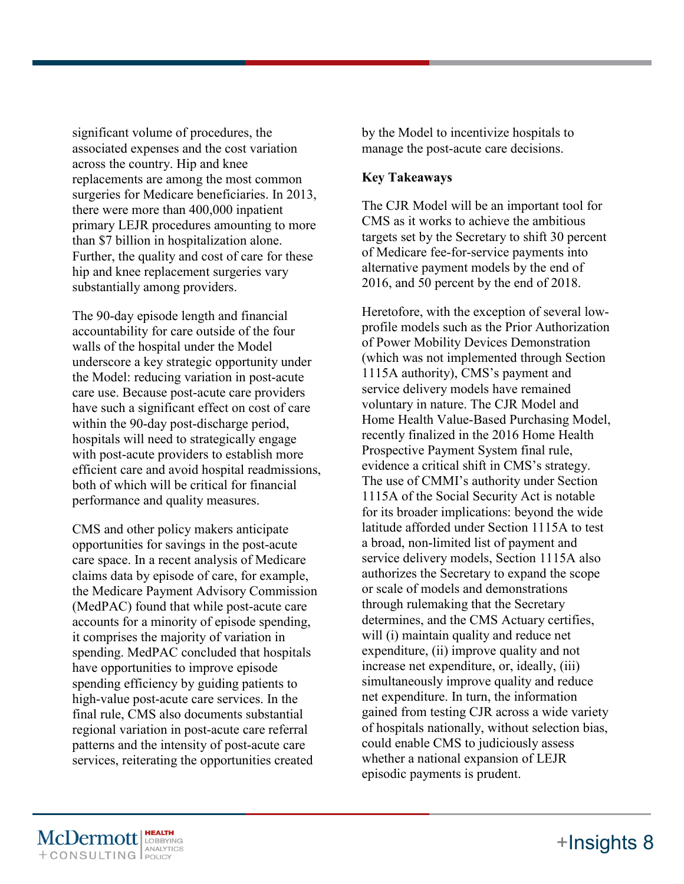significant volume of procedures, the associated expenses and the cost variation across the country. Hip and knee replacements are among the most common surgeries for Medicare beneficiaries. In 2013, there were more than 400,000 inpatient primary LEJR procedures amounting to more than $7 billion in hospitalization alone. Further, the quality and cost of care for these hip and knee replacement surgeries vary substantially among providers.

The 90-day episode length and financial accountability for care outside of the four walls of the hospital under the Model underscore a key strategic opportunity under the Model: reducing variation in post-acute care use. Because post-acute care providers have such a significant effect on cost of care within the 90-day post-discharge period, hospitals will need to strategically engage with post-acute providers to establish more efficient care and avoid hospital readmissions, both of which will be critical for financial performance and quality measures.

CMS and other policy makers anticipate opportunities for savings in the post-acute care space. In a recent analysis of Medicare claims data by episode of care, for example, the Medicare Payment Advisory Commission (MedPAC) found that while post-acute care accounts for a minority of episode spending, it comprises the majority of variation in spending. MedPAC concluded that hospitals have opportunities to improve episode spending efficiency by guiding patients to high-value post-acute care services. In the final rule, CMS also documents substantial regional variation in post-acute care referral patterns and the intensity of post-acute care services, reiterating the opportunities created by the Model to incentivize hospitals to manage the post-acute care decisions.

**Key Takeaways**

The CJR Model will be an important tool for CMS as it works to achieve the ambitious targets set by the Secretary to shift 30 percent of Medicare fee-for-service payments into alternative payment models by the end of 2016, and 50 percent by the end of 2018.

Heretofore, with the exception of several low-profile models such as the Prior Authorization of Power Mobility Devices Demonstration (which was not implemented through Section 1115A authority), CMS's payment and service delivery models have remained voluntary in nature. The CJR Model and Home Health Value-Based Purchasing Model, recently finalized in the 2016 Home Health Prospective Payment System final rule, evidence a critical shift in CMS's strategy. The use of CMMI's authority under Section 1115A of the Social Security Act is notable for its broader implications: beyond the wide latitude afforded under Section 1115A to test a broad, non-limited list of payment and service delivery models, Section 1115A also authorizes the Secretary to expand the scope or scale of models and demonstrations through rulemaking that the Secretary determines, and the CMS Actuary certifies, will (i) maintain quality and reduce net expenditure, (ii) improve quality and not increase net expenditure, or, ideally, (iii) simultaneously improve quality and reduce net expenditure. In turn, the information gained from testing CJR across a wide variety of hospitals nationally, without selection bias, could enable CMS to judiciously assess whether a national expansion of LEJR episodic payments is prudent.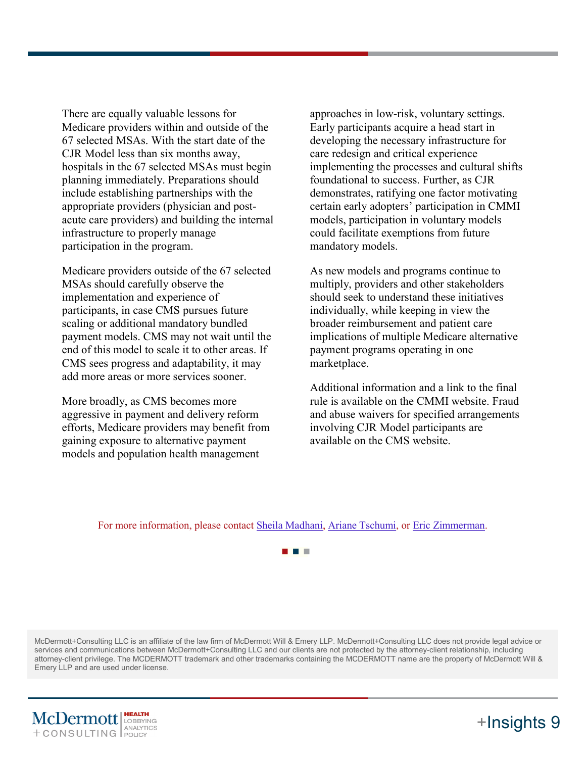There are equally valuable lessons for Medicare providers within and outside of the 67 selected MSAs. With the start date of the CJR Model less than six months away, hospitals in the 67 selected MSAs must begin planning immediately. Preparations should include establishing partnerships with the appropriate providers (physician and post-acute care providers) and building the internal infrastructure to properly manage participation in the program.

Medicare providers outside of the 67 selected MSAs should carefully observe the implementation and experience of participants, in case CMS pursues future scaling or additional mandatory bundled payment models. CMS may not wait until the end of this model to scale it to other areas. If CMS sees progress and adaptability, it may add more areas or more services sooner.

More broadly, as CMS becomes more aggressive in payment and delivery reform efforts, Medicare providers may benefit from gaining exposure to alternative payment models and population health management approaches in low-risk, voluntary settings. Early participants acquire a head start in developing the necessary infrastructure for care redesign and critical experience implementing the processes and cultural shifts foundational to success. Further, as CJR demonstrates, ratifying one factor motivating certain early adopters' participation in CMMI models, participation in voluntary models could facilitate exemptions from future mandatory models.

As new models and programs continue to multiply, providers and other stakeholders should seek to understand these initiatives individually, while keeping in view the broader reimbursement and patient care implications of multiple Medicare alternative payment programs operating in one marketplace.

Additional information and a link to the final rule is available on the CMMI website. Fraud and abuse waivers for specified arrangements involving CJR Model participants are available on the CMS website.

For more information, please contact Sheila Madhani, Ariane Tschumi, or Eric Zimmerman.

McDermott+Consulting LLC is an affiliate of the law firm of McDermott Will & Emery LLP. McDermott+Consulting LLC does not provide legal advice or services and communications between McDermott+Consulting LLC and our clients are not protected by the attorney-client relationship, including attorney-client privilege. The MCDERMOTT trademark and other trademarks containing the MCDERMOTT name are the property of McDermott Will & Emery LLP and are used under license.